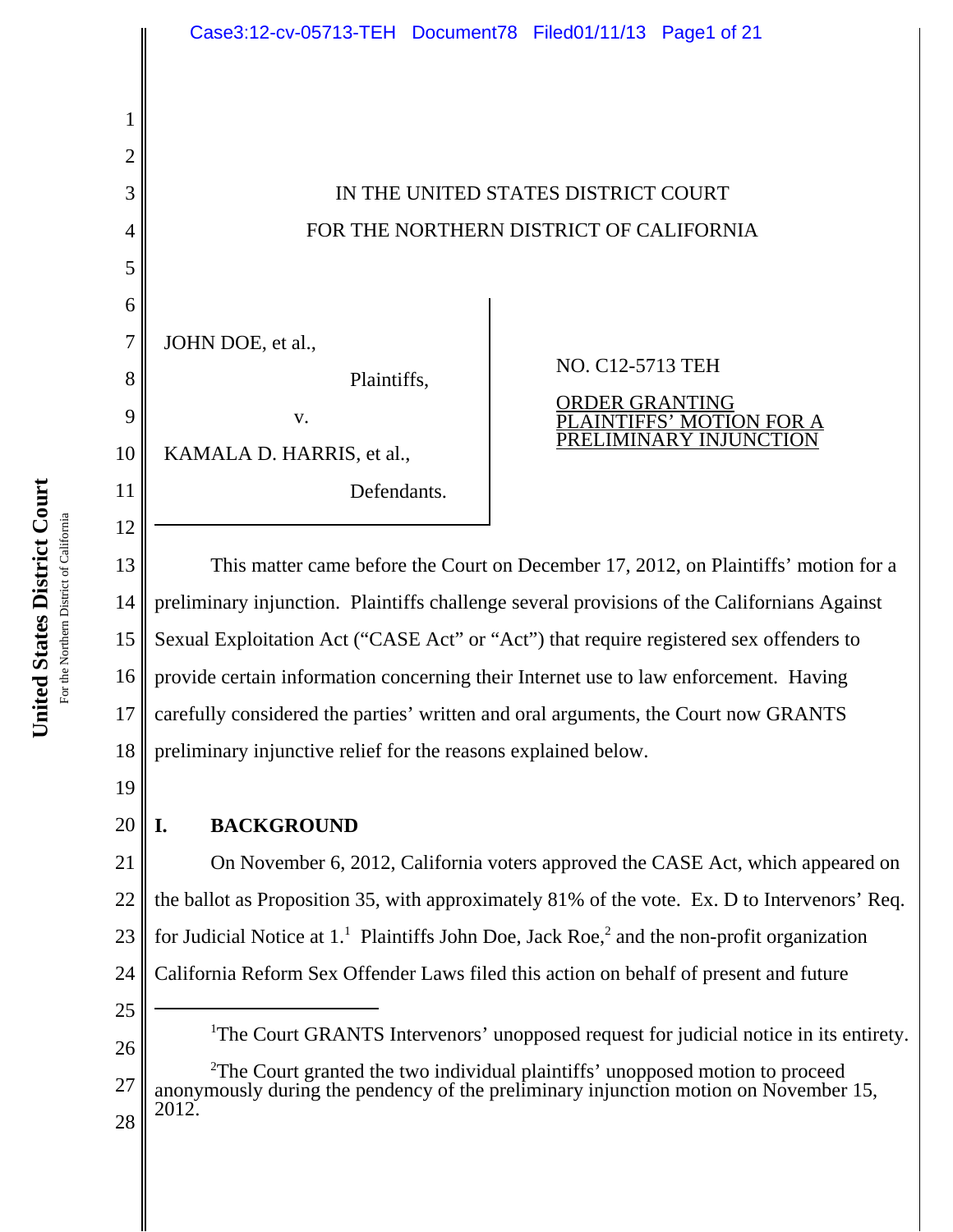IN THE UNITED STATES DISTRICT COURT
FOR THE NORTHERN DISTRICT OF CALIFORNIA

JOHN DOE, et al.,

Plaintiffs,

v.

KAMALA D. HARRIS, et al.,

Defendants.

NO. C12-5713 TEH

ORDER GRANTING PLAINTIFFS' MOTION FOR A PRELIMINARY INJUNCTION

This matter came before the Court on December 17, 2012, on Plaintiffs' motion for a preliminary injunction. Plaintiffs challenge several provisions of the Californians Against Sexual Exploitation Act ("CASE Act" or "Act") that require registered sex offenders to provide certain information concerning their Internet use to law enforcement. Having carefully considered the parties' written and oral arguments, the Court now GRANTS preliminary injunctive relief for the reasons explained below.

## I. BACKGROUND

On November 6, 2012, California voters approved the CASE Act, which appeared on the ballot as Proposition 35, with approximately 81% of the vote. Ex. D to Intervenors' Req. for Judicial Notice at 1.[1] Plaintiffs John Doe, Jack Roe,[2] and the non-profit organization California Reform Sex Offender Laws filed this action on behalf of present and future

---

[1] The Court GRANTS Intervenors' unopposed request for judicial notice in its entirety.

[2] The Court granted the two individual plaintiffs' unopposed motion to proceed anonymously during the pendency of the preliminary injunction motion on November 15, 2012.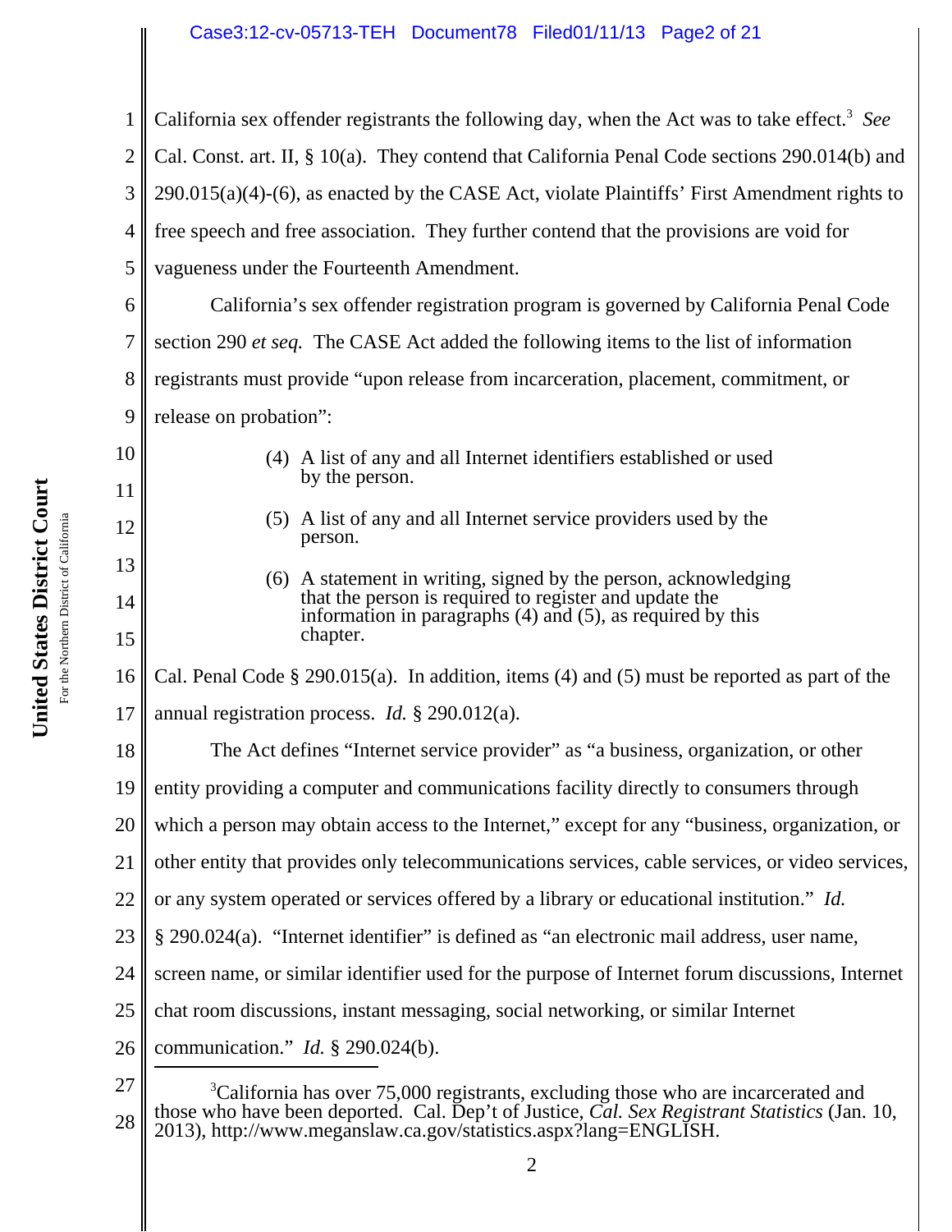California sex offender registrants the following day, when the Act was to take effect.[3] *See* Cal. Const. art. II, § 10(a). They contend that California Penal Code sections 290.014(b) and 290.015(a)(4)-(6), as enacted by the CASE Act, violate Plaintiffs' First Amendment rights to free speech and free association. They further contend that the provisions are void for vagueness under the Fourteenth Amendment.

California's sex offender registration program is governed by California Penal Code section 290 *et seq.* The CASE Act added the following items to the list of information registrants must provide "upon release from incarceration, placement, commitment, or release on probation":

> (4) A list of any and all Internet identifiers established or used by the person.
>
> (5) A list of any and all Internet service providers used by the person.
>
> (6) A statement in writing, signed by the person, acknowledging that the person is required to register and update the information in paragraphs (4) and (5), as required by this chapter.

Cal. Penal Code § 290.015(a). In addition, items (4) and (5) must be reported as part of the annual registration process. *Id.* § 290.012(a).

The Act defines "Internet service provider" as "a business, organization, or other entity providing a computer and communications facility directly to consumers through which a person may obtain access to the Internet," except for any "business, organization, or other entity that provides only telecommunications services, cable services, or video services, or any system operated or services offered by a library or educational institution." *Id.* § 290.024(a). "Internet identifier" is defined as "an electronic mail address, user name, screen name, or similar identifier used for the purpose of Internet forum discussions, Internet chat room discussions, instant messaging, social networking, or similar Internet communication." *Id.* § 290.024(b).

---

[3] California has over 75,000 registrants, excluding those who are incarcerated and those who have been deported. Cal. Dep't of Justice, *Cal. Sex Registrant Statistics* (Jan. 10, 2013), http://www.meganslaw.ca.gov/statistics.aspx?lang=ENGLISH.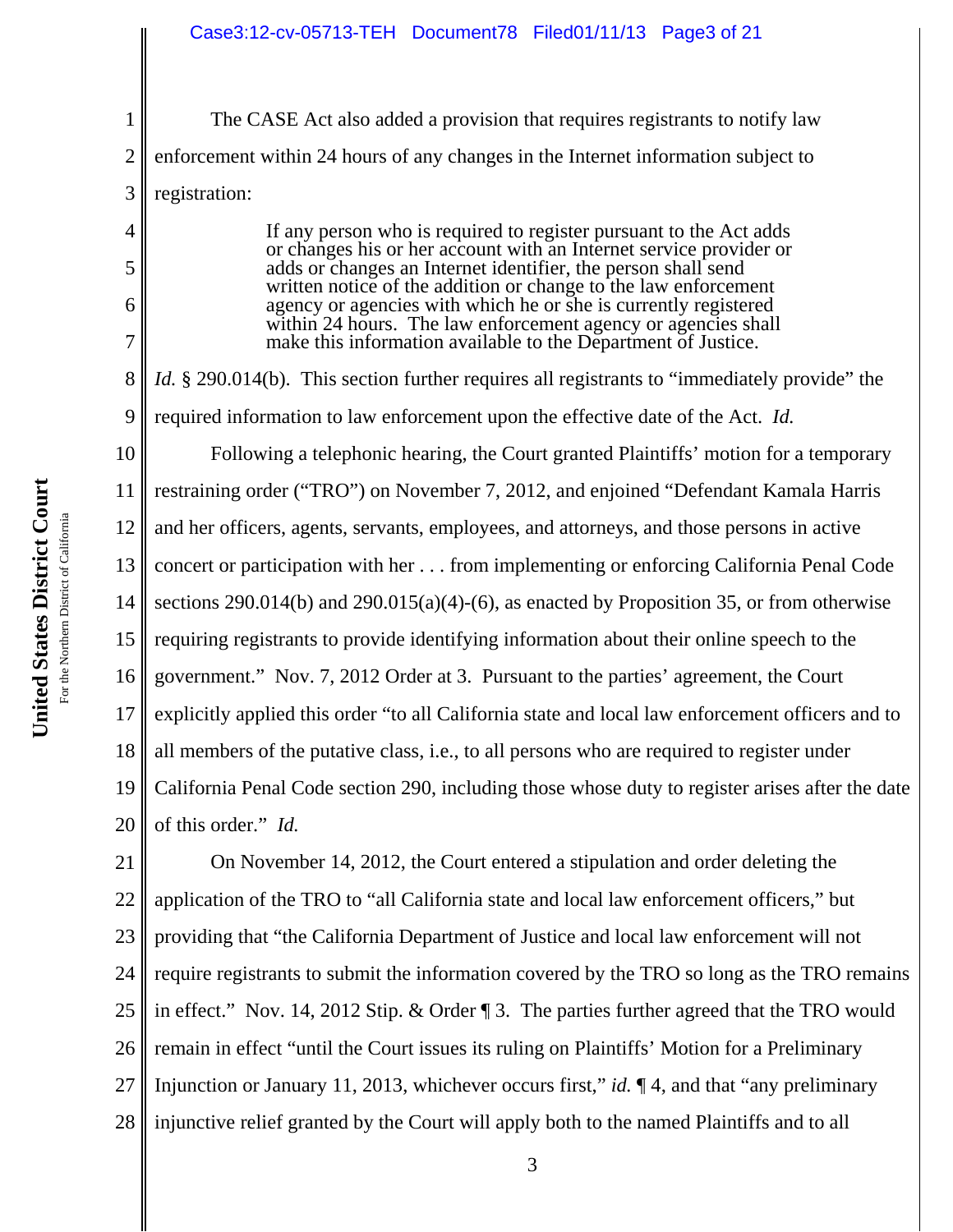The CASE Act also added a provision that requires registrants to notify law enforcement within 24 hours of any changes in the Internet information subject to registration:

> If any person who is required to register pursuant to the Act adds or changes his or her account with an Internet service provider or adds or changes an Internet identifier, the person shall send written notice of the addition or change to the law enforcement agency or agencies with which he or she is currently registered within 24 hours. The law enforcement agency or agencies shall make this information available to the Department of Justice.

*Id.* § 290.014(b). This section further requires all registrants to "immediately provide" the required information to law enforcement upon the effective date of the Act. *Id.*

Following a telephonic hearing, the Court granted Plaintiffs' motion for a temporary restraining order ("TRO") on November 7, 2012, and enjoined "Defendant Kamala Harris and her officers, agents, servants, employees, and attorneys, and those persons in active concert or participation with her . . . from implementing or enforcing California Penal Code sections 290.014(b) and 290.015(a)(4)-(6), as enacted by Proposition 35, or from otherwise requiring registrants to provide identifying information about their online speech to the government." Nov. 7, 2012 Order at 3. Pursuant to the parties' agreement, the Court explicitly applied this order "to all California state and local law enforcement officers and to all members of the putative class, i.e., to all persons who are required to register under California Penal Code section 290, including those whose duty to register arises after the date of this order." *Id.*

On November 14, 2012, the Court entered a stipulation and order deleting the application of the TRO to "all California state and local law enforcement officers," but providing that "the California Department of Justice and local law enforcement will not require registrants to submit the information covered by the TRO so long as the TRO remains in effect." Nov. 14, 2012 Stip. & Order ¶ 3. The parties further agreed that the TRO would remain in effect "until the Court issues its ruling on Plaintiffs' Motion for a Preliminary Injunction or January 11, 2013, whichever occurs first," *id.* ¶ 4, and that "any preliminary injunctive relief granted by the Court will apply both to the named Plaintiffs and to all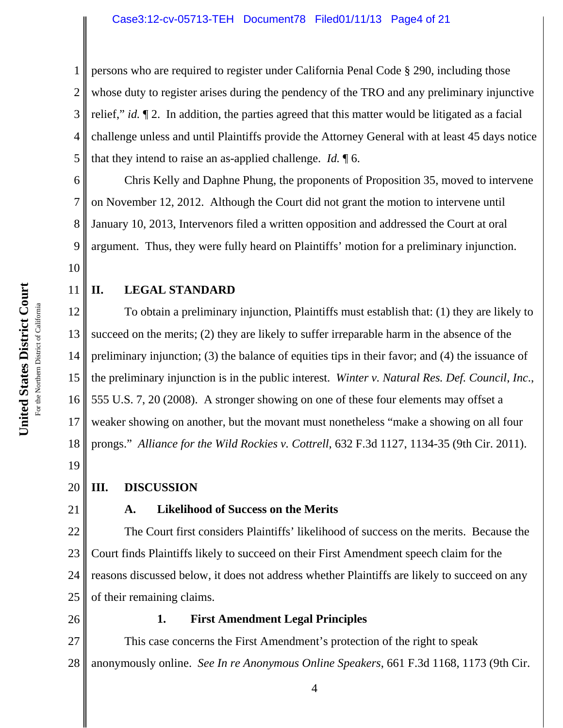persons who are required to register under California Penal Code § 290, including those whose duty to register arises during the pendency of the TRO and any preliminary injunctive relief," *id.* ¶ 2. In addition, the parties agreed that this matter would be litigated as a facial challenge unless and until Plaintiffs provide the Attorney General with at least 45 days notice that they intend to raise an as-applied challenge. *Id.* ¶ 6.

Chris Kelly and Daphne Phung, the proponents of Proposition 35, moved to intervene on November 12, 2012. Although the Court did not grant the motion to intervene until January 10, 2013, Intervenors filed a written opposition and addressed the Court at oral argument. Thus, they were fully heard on Plaintiffs' motion for a preliminary injunction.

## II. LEGAL STANDARD

To obtain a preliminary injunction, Plaintiffs must establish that: (1) they are likely to succeed on the merits; (2) they are likely to suffer irreparable harm in the absence of the preliminary injunction; (3) the balance of equities tips in their favor; and (4) the issuance of the preliminary injunction is in the public interest. *Winter v. Natural Res. Def. Council*, *Inc*., 555 U.S. 7, 20 (2008). A stronger showing on one of these four elements may offset a weaker showing on another, but the movant must nonetheless "make a showing on all four prongs." *Alliance for the Wild Rockies v. Cottrell*, 632 F.3d 1127, 1134-35 (9th Cir. 2011).

## III. DISCUSSION

### A. Likelihood of Success on the Merits

The Court first considers Plaintiffs' likelihood of success on the merits. Because the Court finds Plaintiffs likely to succeed on their First Amendment speech claim for the reasons discussed below, it does not address whether Plaintiffs are likely to succeed on any of their remaining claims.

#### 1. First Amendment Legal Principles

This case concerns the First Amendment's protection of the right to speak anonymously online. *See In re Anonymous Online Speakers*, 661 F.3d 1168, 1173 (9th Cir.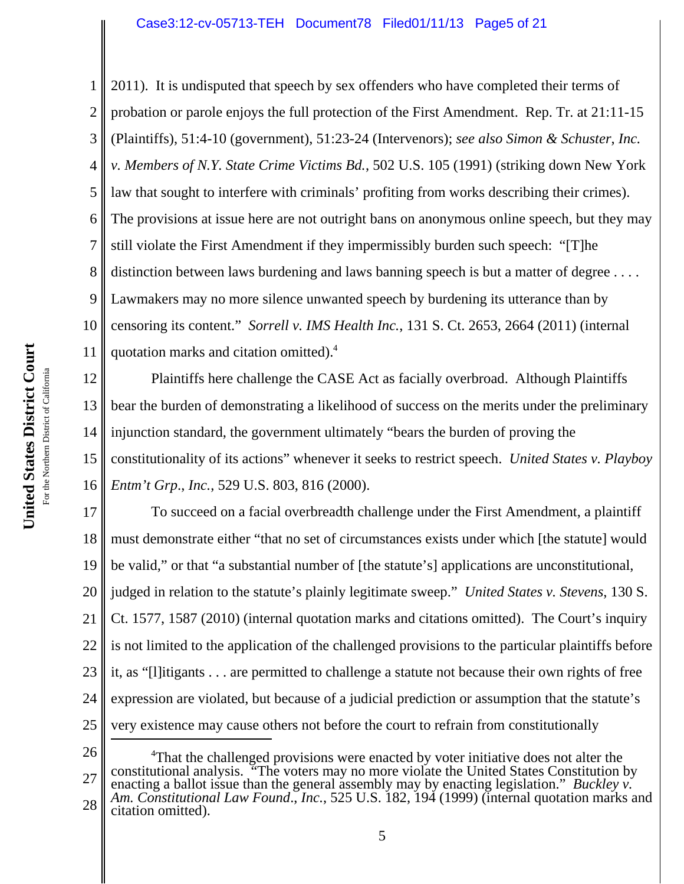2011). It is undisputed that speech by sex offenders who have completed their terms of probation or parole enjoys the full protection of the First Amendment. Rep. Tr. at 21:11-15 (Plaintiffs), 51:4-10 (government), 51:23-24 (Intervenors); *see also Simon & Schuster, Inc. v. Members of N.Y. State Crime Victims Bd.*, 502 U.S. 105 (1991) (striking down New York law that sought to interfere with criminals' profiting from works describing their crimes). The provisions at issue here are not outright bans on anonymous online speech, but they may still violate the First Amendment if they impermissibly burden such speech: "[T]he distinction between laws burdening and laws banning speech is but a matter of degree . . . . Lawmakers may no more silence unwanted speech by burdening its utterance than by censoring its content." *Sorrell v. IMS Health Inc.*, 131 S. Ct. 2653, 2664 (2011) (internal quotation marks and citation omitted).[4]

Plaintiffs here challenge the CASE Act as facially overbroad. Although Plaintiffs bear the burden of demonstrating a likelihood of success on the merits under the preliminary injunction standard, the government ultimately "bears the burden of proving the constitutionality of its actions" whenever it seeks to restrict speech. *United States v. Playboy Entm't Grp., Inc.*, 529 U.S. 803, 816 (2000).

To succeed on a facial overbreadth challenge under the First Amendment, a plaintiff must demonstrate either "that no set of circumstances exists under which [the statute] would be valid," or that "a substantial number of [the statute's] applications are unconstitutional, judged in relation to the statute's plainly legitimate sweep." *United States v. Stevens*, 130 S. Ct. 1577, 1587 (2010) (internal quotation marks and citations omitted). The Court's inquiry is not limited to the application of the challenged provisions to the particular plaintiffs before it, as "[l]itigants . . . are permitted to challenge a statute not because their own rights of free expression are violated, but because of a judicial prediction or assumption that the statute's very existence may cause others not before the court to refrain from constitutionally

---

[4] That the challenged provisions were enacted by voter initiative does not alter the constitutional analysis. "The voters may no more violate the United States Constitution by enacting a ballot issue than the general assembly may by enacting legislation." *Buckley v. Am. Constitutional Law Found., Inc.*, 525 U.S. 182, 194 (1999) (internal quotation marks and citation omitted).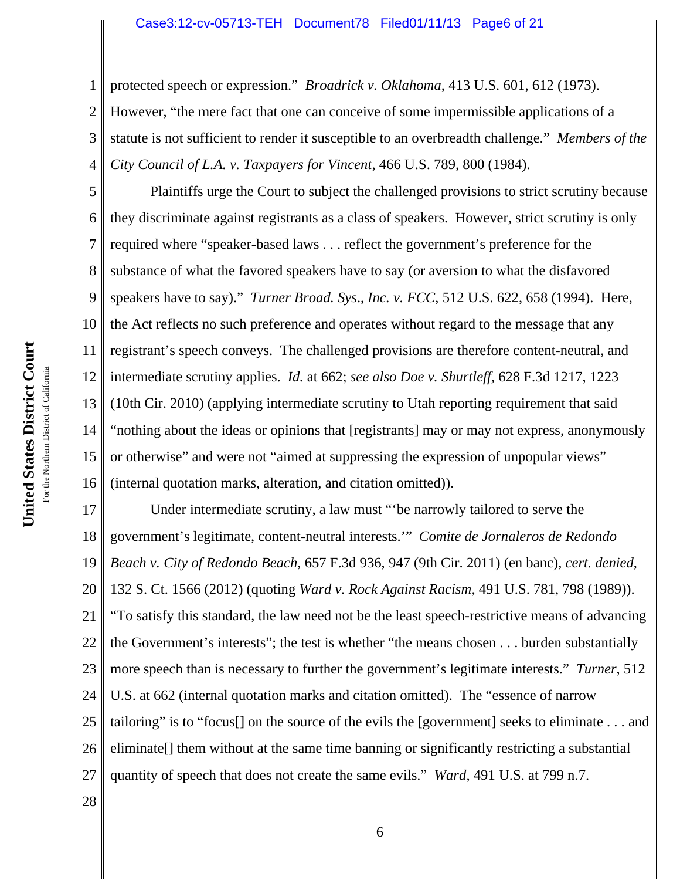protected speech or expression." *Broadrick v. Oklahoma*, 413 U.S. 601, 612 (1973). However, "the mere fact that one can conceive of some impermissible applications of a statute is not sufficient to render it susceptible to an overbreadth challenge." *Members of the City Council of L.A. v. Taxpayers for Vincent*, 466 U.S. 789, 800 (1984).

Plaintiffs urge the Court to subject the challenged provisions to strict scrutiny because they discriminate against registrants as a class of speakers. However, strict scrutiny is only required where "speaker-based laws . . . reflect the government's preference for the substance of what the favored speakers have to say (or aversion to what the disfavored speakers have to say)." *Turner Broad. Sys., Inc. v. FCC*, 512 U.S. 622, 658 (1994). Here, the Act reflects no such preference and operates without regard to the message that any registrant's speech conveys. The challenged provisions are therefore content-neutral, and intermediate scrutiny applies. *Id.* at 662; *see also Doe v. Shurtleff*, 628 F.3d 1217, 1223 (10th Cir. 2010) (applying intermediate scrutiny to Utah reporting requirement that said "nothing about the ideas or opinions that [registrants] may or may not express, anonymously or otherwise" and were not "aimed at suppressing the expression of unpopular views" (internal quotation marks, alteration, and citation omitted)).

Under intermediate scrutiny, a law must "'be narrowly tailored to serve the government's legitimate, content-neutral interests.'" *Comite de Jornaleros de Redondo Beach v. City of Redondo Beach*, 657 F.3d 936, 947 (9th Cir. 2011) (en banc), *cert. denied*, 132 S. Ct. 1566 (2012) (quoting *Ward v. Rock Against Racism*, 491 U.S. 781, 798 (1989)). "To satisfy this standard, the law need not be the least speech-restrictive means of advancing the Government's interests"; the test is whether "the means chosen . . . burden substantially more speech than is necessary to further the government's legitimate interests." *Turner*, 512 U.S. at 662 (internal quotation marks and citation omitted). The "essence of narrow tailoring" is to "focus[] on the source of the evils the [government] seeks to eliminate . . . and eliminate[] them without at the same time banning or significantly restricting a substantial quantity of speech that does not create the same evils." *Ward*, 491 U.S. at 799 n.7.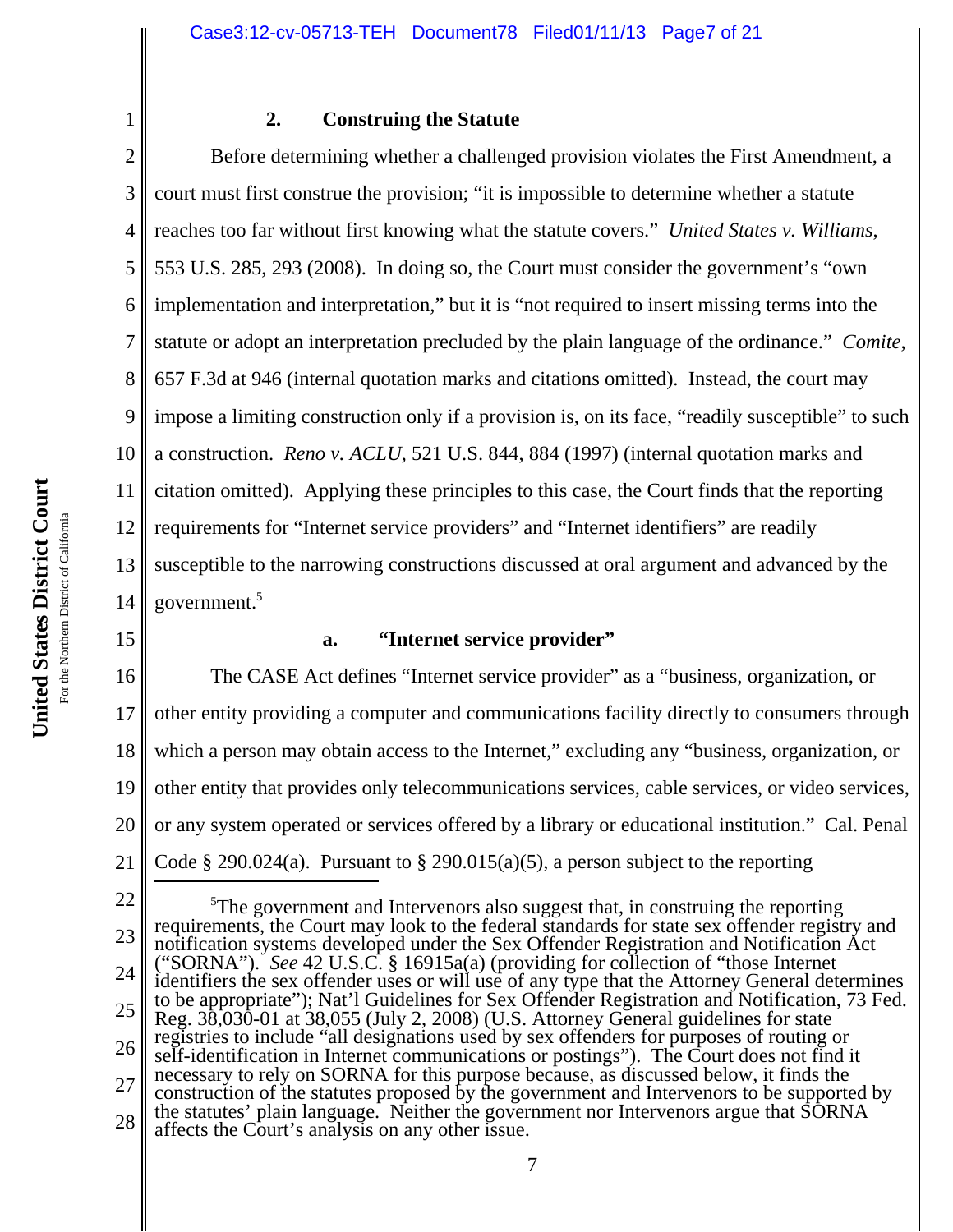### 2. Construing the Statute

Before determining whether a challenged provision violates the First Amendment, a court must first construe the provision; "it is impossible to determine whether a statute reaches too far without first knowing what the statute covers." *United States v. Williams*, 553 U.S. 285, 293 (2008). In doing so, the Court must consider the government's "own implementation and interpretation," but it is "not required to insert missing terms into the statute or adopt an interpretation precluded by the plain language of the ordinance." *Comite*, 657 F.3d at 946 (internal quotation marks and citations omitted). Instead, the court may impose a limiting construction only if a provision is, on its face, "readily susceptible" to such a construction. *Reno v. ACLU*, 521 U.S. 844, 884 (1997) (internal quotation marks and citation omitted). Applying these principles to this case, the Court finds that the reporting requirements for "Internet service providers" and "Internet identifiers" are readily susceptible to the narrowing constructions discussed at oral argument and advanced by the government.[5]

#### a. "Internet service provider"

The CASE Act defines "Internet service provider" as a "business, organization, or other entity providing a computer and communications facility directly to consumers through which a person may obtain access to the Internet," excluding any "business, organization, or other entity that provides only telecommunications services, cable services, or video services, or any system operated or services offered by a library or educational institution." Cal. Penal Code § 290.024(a). Pursuant to § 290.015(a)(5), a person subject to the reporting

---

[5]The government and Intervenors also suggest that, in construing the reporting requirements, the Court may look to the federal standards for state sex offender registry and notification systems developed under the Sex Offender Registration and Notification Act ("SORNA"). *See* 42 U.S.C. § 16915a(a) (providing for collection of "those Internet identifiers the sex offender uses or will use of any type that the Attorney General determines to be appropriate"); Nat'l Guidelines for Sex Offender Registration and Notification, 73 Fed. Reg. 38,030-01 at 38,055 (July 2, 2008) (U.S. Attorney General guidelines for state registries to include "all designations used by sex offenders for purposes of routing or self-identification in Internet communications or postings"). The Court does not find it necessary to rely on SORNA for this purpose because, as discussed below, it finds the construction of the statutes proposed by the government and Intervenors to be supported by the statutes' plain language. Neither the government nor Intervenors argue that SORNA affects the Court's analysis on any other issue.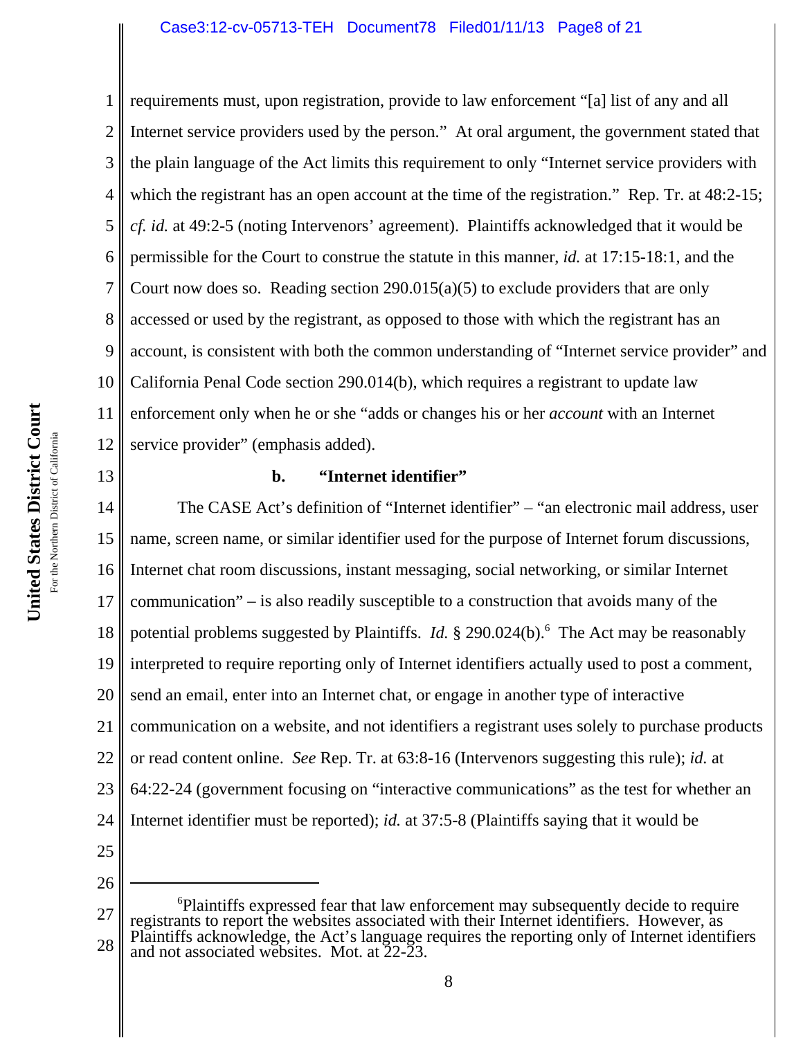requirements must, upon registration, provide to law enforcement "[a] list of any and all Internet service providers used by the person." At oral argument, the government stated that the plain language of the Act limits this requirement to only "Internet service providers with which the registrant has an open account at the time of the registration." Rep. Tr. at 48:2-15; *cf. id.* at 49:2-5 (noting Intervenors' agreement). Plaintiffs acknowledged that it would be permissible for the Court to construe the statute in this manner, *id.* at 17:15-18:1, and the Court now does so. Reading section 290.015(a)(5) to exclude providers that are only accessed or used by the registrant, as opposed to those with which the registrant has an account, is consistent with both the common understanding of "Internet service provider" and California Penal Code section 290.014(b), which requires a registrant to update law enforcement only when he or she "adds or changes his or her *account* with an Internet service provider" (emphasis added).

**b. "Internet identifier"**

The CASE Act's definition of "Internet identifier" – "an electronic mail address, user name, screen name, or similar identifier used for the purpose of Internet forum discussions, Internet chat room discussions, instant messaging, social networking, or similar Internet communication" – is also readily susceptible to a construction that avoids many of the potential problems suggested by Plaintiffs. *Id.* § 290.024(b).[6] The Act may be reasonably interpreted to require reporting only of Internet identifiers actually used to post a comment, send an email, enter into an Internet chat, or engage in another type of interactive communication on a website, and not identifiers a registrant uses solely to purchase products or read content online. *See* Rep. Tr. at 63:8-16 (Intervenors suggesting this rule); *id.* at 64:22-24 (government focusing on "interactive communications" as the test for whether an Internet identifier must be reported); *id.* at 37:5-8 (Plaintiffs saying that it would be

---

[6]Plaintiffs expressed fear that law enforcement may subsequently decide to require registrants to report the websites associated with their Internet identifiers. However, as Plaintiffs acknowledge, the Act's language requires the reporting only of Internet identifiers and not associated websites. Mot. at 22-23.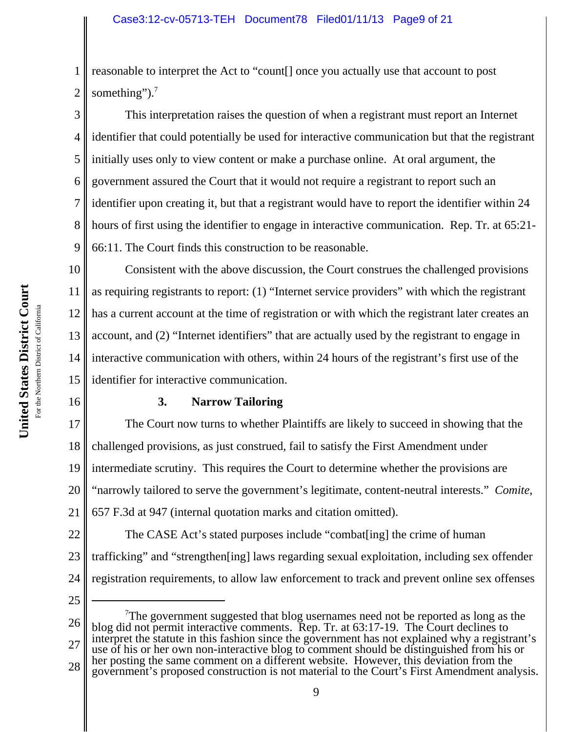reasonable to interpret the Act to "count[] once you actually use that account to post something").[7]

This interpretation raises the question of when a registrant must report an Internet identifier that could potentially be used for interactive communication but that the registrant initially uses only to view content or make a purchase online. At oral argument, the government assured the Court that it would not require a registrant to report such an identifier upon creating it, but that a registrant would have to report the identifier within 24 hours of first using the identifier to engage in interactive communication. Rep. Tr. at 65:21-66:11. The Court finds this construction to be reasonable.

Consistent with the above discussion, the Court construes the challenged provisions as requiring registrants to report: (1) "Internet service providers" with which the registrant has a current account at the time of registration or with which the registrant later creates an account, and (2) "Internet identifiers" that are actually used by the registrant to engage in interactive communication with others, within 24 hours of the registrant's first use of the identifier for interactive communication.

### 3. Narrow Tailoring

The Court now turns to whether Plaintiffs are likely to succeed in showing that the challenged provisions, as just construed, fail to satisfy the First Amendment under intermediate scrutiny. This requires the Court to determine whether the provisions are "narrowly tailored to serve the government's legitimate, content-neutral interests." *Comite*, 657 F.3d at 947 (internal quotation marks and citation omitted).

The CASE Act's stated purposes include "combat[ing] the crime of human trafficking" and "strengthen[ing] laws regarding sexual exploitation, including sex offender registration requirements, to allow law enforcement to track and prevent online sex offenses

---

[7] The government suggested that blog usernames need not be reported as long as the blog did not permit interactive comments. Rep. Tr. at 63:17-19. The Court declines to interpret the statute in this fashion since the government has not explained why a registrant's use of his or her own non-interactive blog to comment should be distinguished from his or her posting the same comment on a different website. However, this deviation from the government's proposed construction is not material to the Court's First Amendment analysis.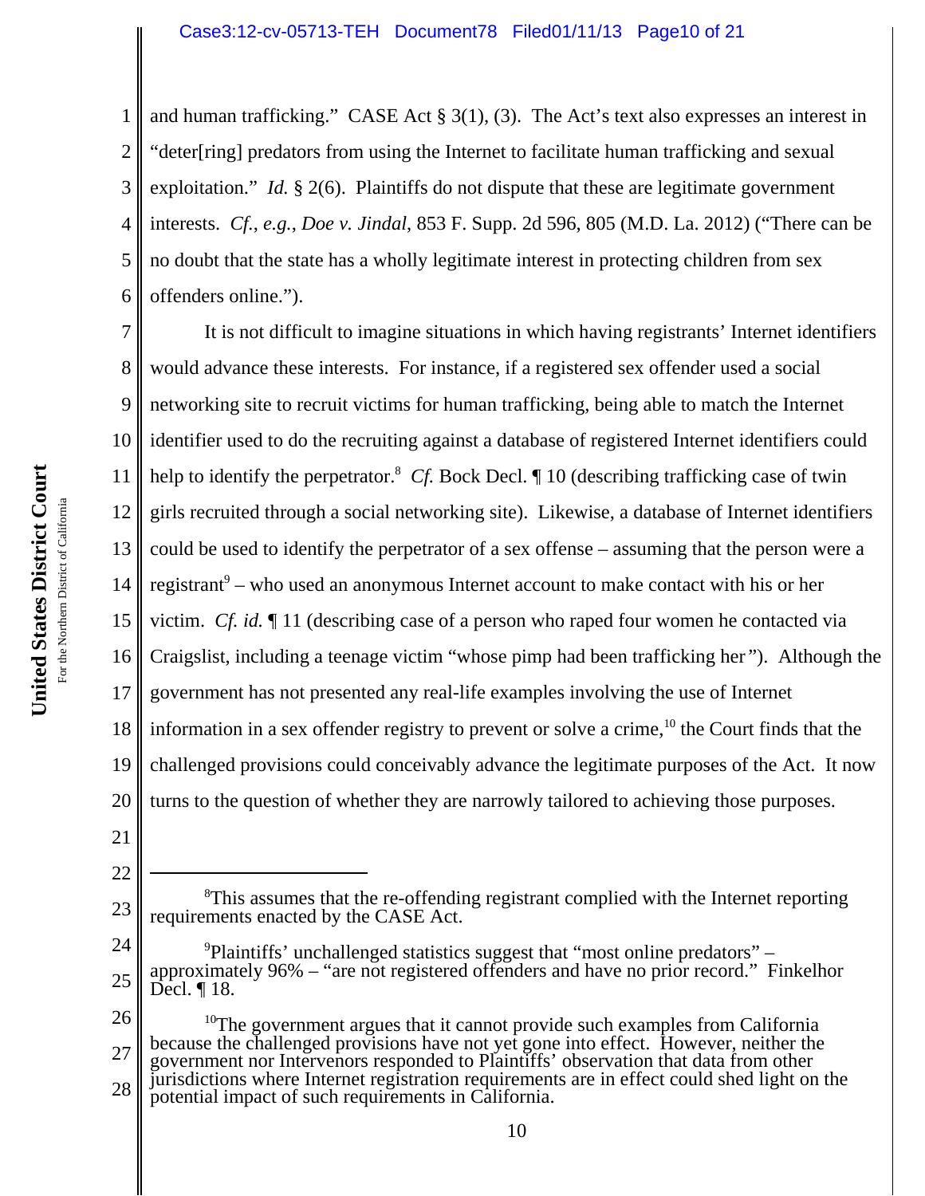and human trafficking." CASE Act § 3(1), (3). The Act's text also expresses an interest in "deter[ring] predators from using the Internet to facilitate human trafficking and sexual exploitation." *Id.* § 2(6). Plaintiffs do not dispute that these are legitimate government interests. *Cf., e.g.*, *Doe v. Jindal*, 853 F. Supp. 2d 596, 805 (M.D. La. 2012) ("There can be no doubt that the state has a wholly legitimate interest in protecting children from sex offenders online.").

It is not difficult to imagine situations in which having registrants' Internet identifiers would advance these interests. For instance, if a registered sex offender used a social networking site to recruit victims for human trafficking, being able to match the Internet identifier used to do the recruiting against a database of registered Internet identifiers could help to identify the perpetrator.[8] *Cf.* Bock Decl. ¶ 10 (describing trafficking case of twin girls recruited through a social networking site). Likewise, a database of Internet identifiers could be used to identify the perpetrator of a sex offense – assuming that the person were a registrant[9] – who used an anonymous Internet account to make contact with his or her victim. *Cf. id.* ¶ 11 (describing case of a person who raped four women he contacted via Craigslist, including a teenage victim "whose pimp had been trafficking her"). Although the government has not presented any real-life examples involving the use of Internet information in a sex offender registry to prevent or solve a crime,[10] the Court finds that the challenged provisions could conceivably advance the legitimate purposes of the Act. It now turns to the question of whether they are narrowly tailored to achieving those purposes.

---

[8]This assumes that the re-offending registrant complied with the Internet reporting requirements enacted by the CASE Act.

[9]Plaintiffs' unchallenged statistics suggest that "most online predators" – approximately 96% – "are not registered offenders and have no prior record." Finkelhor Decl. ¶ 18.

[10]The government argues that it cannot provide such examples from California because the challenged provisions have not yet gone into effect. However, neither the government nor Intervenors responded to Plaintiffs' observation that data from other jurisdictions where Internet registration requirements are in effect could shed light on the potential impact of such requirements in California.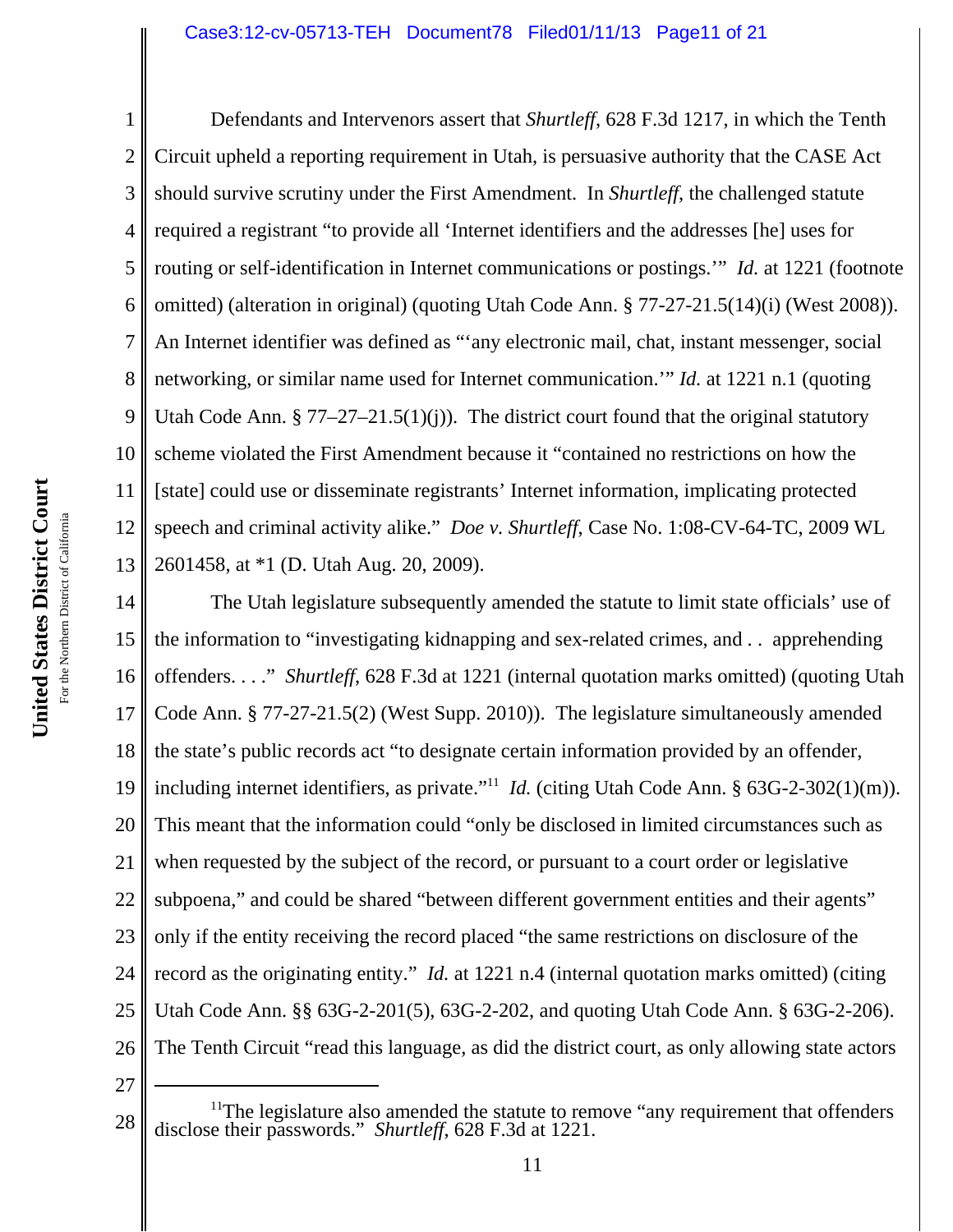Defendants and Intervenors assert that *Shurtleff*, 628 F.3d 1217, in which the Tenth Circuit upheld a reporting requirement in Utah, is persuasive authority that the CASE Act should survive scrutiny under the First Amendment. In *Shurtleff*, the challenged statute required a registrant "to provide all 'Internet identifiers and the addresses [he] uses for routing or self-identification in Internet communications or postings.'" *Id.* at 1221 (footnote omitted) (alteration in original) (quoting Utah Code Ann. § 77-27-21.5(14)(i) (West 2008)). An Internet identifier was defined as "'any electronic mail, chat, instant messenger, social networking, or similar name used for Internet communication.'" *Id.* at 1221 n.1 (quoting Utah Code Ann. § 77–27–21.5(1)(j)). The district court found that the original statutory scheme violated the First Amendment because it "contained no restrictions on how the [state] could use or disseminate registrants' Internet information, implicating protected speech and criminal activity alike." *Doe v. Shurtleff*, Case No. 1:08-CV-64-TC, 2009 WL 2601458, at *1 (D. Utah Aug. 20, 2009).

The Utah legislature subsequently amended the statute to limit state officials' use of the information to "investigating kidnapping and sex-related crimes, and . . apprehending offenders. . . ." *Shurtleff*, 628 F.3d at 1221 (internal quotation marks omitted) (quoting Utah Code Ann. § 77-27-21.5(2) (West Supp. 2010)). The legislature simultaneously amended the state's public records act "to designate certain information provided by an offender, including internet identifiers, as private."[11] *Id.* (citing Utah Code Ann. § 63G-2-302(1)(m)). This meant that the information could "only be disclosed in limited circumstances such as when requested by the subject of the record, or pursuant to a court order or legislative subpoena," and could be shared "between different government entities and their agents" only if the entity receiving the record placed "the same restrictions on disclosure of the record as the originating entity." *Id.* at 1221 n.4 (internal quotation marks omitted) (citing Utah Code Ann. §§ 63G-2-201(5), 63G-2-202, and quoting Utah Code Ann. § 63G-2-206). The Tenth Circuit "read this language, as did the district court, as only allowing state actors

---

[11]The legislature also amended the statute to remove "any requirement that offenders disclose their passwords." *Shurtleff*, 628 F.3d at 1221.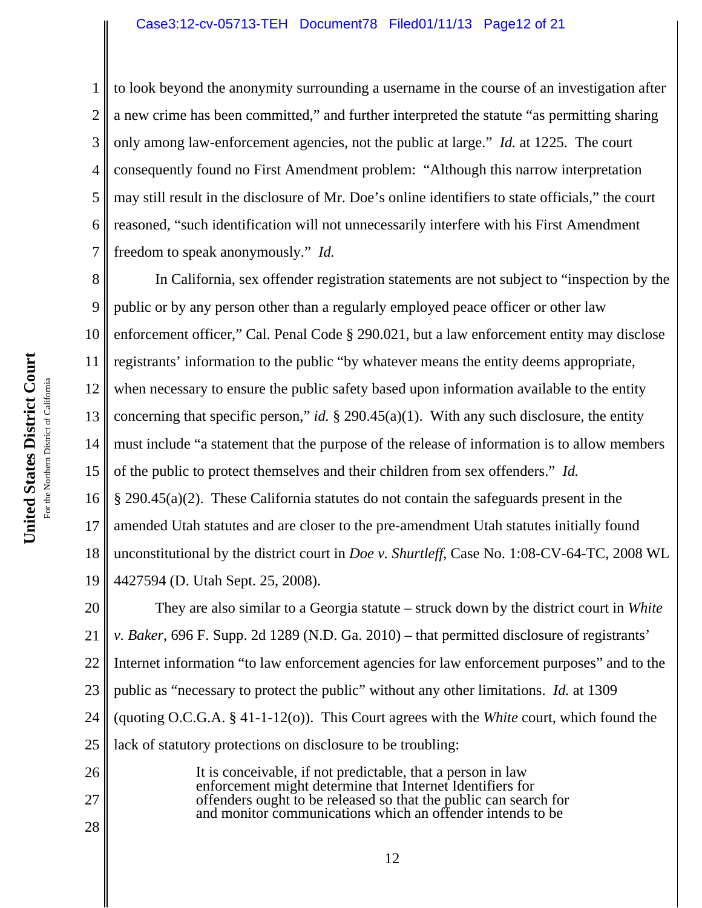to look beyond the anonymity surrounding a username in the course of an investigation after a new crime has been committed," and further interpreted the statute "as permitting sharing only among law-enforcement agencies, not the public at large." *Id.* at 1225. The court consequently found no First Amendment problem: "Although this narrow interpretation may still result in the disclosure of Mr. Doe's online identifiers to state officials," the court reasoned, "such identification will not unnecessarily interfere with his First Amendment freedom to speak anonymously." *Id.*

In California, sex offender registration statements are not subject to "inspection by the public or by any person other than a regularly employed peace officer or other law enforcement officer," Cal. Penal Code § 290.021, but a law enforcement entity may disclose registrants' information to the public "by whatever means the entity deems appropriate, when necessary to ensure the public safety based upon information available to the entity concerning that specific person," *id.* § 290.45(a)(1). With any such disclosure, the entity must include "a statement that the purpose of the release of information is to allow members of the public to protect themselves and their children from sex offenders." *Id.* § 290.45(a)(2). These California statutes do not contain the safeguards present in the amended Utah statutes and are closer to the pre-amendment Utah statutes initially found unconstitutional by the district court in *Doe v. Shurtleff*, Case No. 1:08-CV-64-TC, 2008 WL 4427594 (D. Utah Sept. 25, 2008).

They are also similar to a Georgia statute – struck down by the district court in *White v. Baker*, 696 F. Supp. 2d 1289 (N.D. Ga. 2010) – that permitted disclosure of registrants' Internet information "to law enforcement agencies for law enforcement purposes" and to the public as "necessary to protect the public" without any other limitations. *Id.* at 1309 (quoting O.C.G.A. § 41-1-12(o)). This Court agrees with the *White* court, which found the lack of statutory protections on disclosure to be troubling:

> It is conceivable, if not predictable, that a person in law enforcement might determine that Internet Identifiers for offenders ought to be released so that the public can search for and monitor communications which an offender intends to be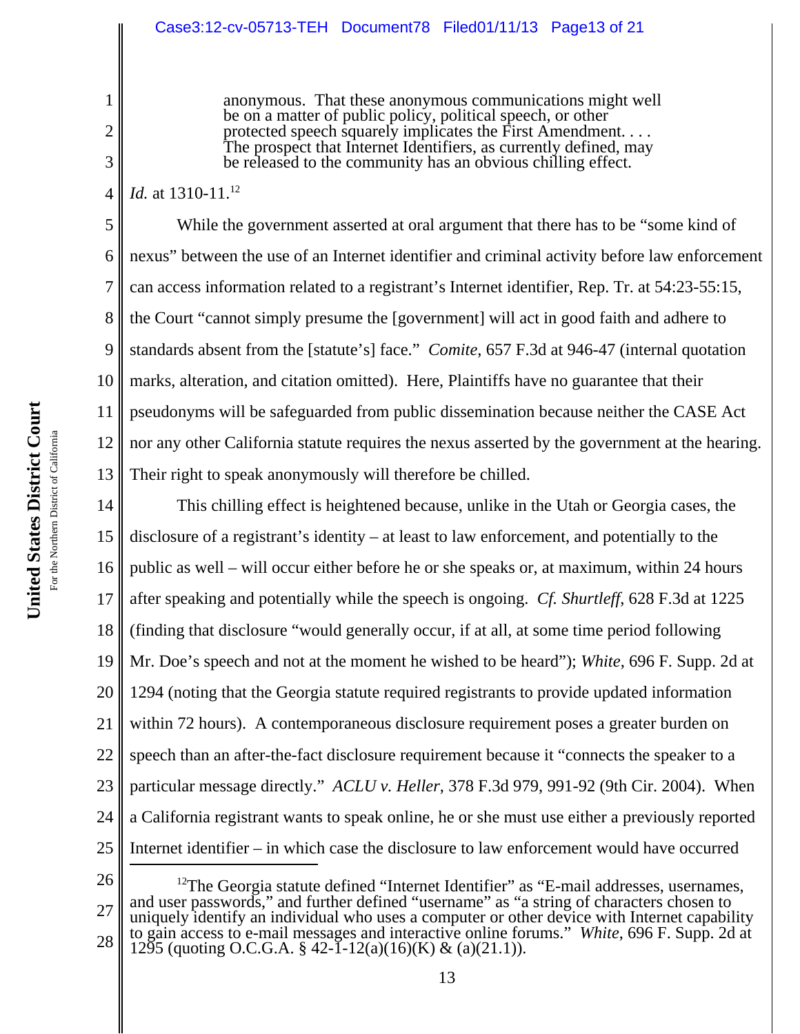> anonymous. That these anonymous communications might well be on a matter of public policy, political speech, or other protected speech squarely implicates the First Amendment. . . . The prospect that Internet Identifiers, as currently defined, may be released to the community has an obvious chilling effect.

*Id.* at 1310-11.[12]

While the government asserted at oral argument that there has to be "some kind of nexus" between the use of an Internet identifier and criminal activity before law enforcement can access information related to a registrant's Internet identifier, Rep. Tr. at 54:23-55:15, the Court "cannot simply presume the [government] will act in good faith and adhere to standards absent from the [statute's] face." *Comite*, 657 F.3d at 946-47 (internal quotation marks, alteration, and citation omitted). Here, Plaintiffs have no guarantee that their pseudonyms will be safeguarded from public dissemination because neither the CASE Act nor any other California statute requires the nexus asserted by the government at the hearing. Their right to speak anonymously will therefore be chilled.

This chilling effect is heightened because, unlike in the Utah or Georgia cases, the disclosure of a registrant's identity – at least to law enforcement, and potentially to the public as well – will occur either before he or she speaks or, at maximum, within 24 hours after speaking and potentially while the speech is ongoing. *Cf. Shurtleff*, 628 F.3d at 1225 (finding that disclosure "would generally occur, if at all, at some time period following Mr. Doe's speech and not at the moment he wished to be heard"); *White*, 696 F. Supp. 2d at 1294 (noting that the Georgia statute required registrants to provide updated information within 72 hours). A contemporaneous disclosure requirement poses a greater burden on speech than an after-the-fact disclosure requirement because it "connects the speaker to a particular message directly." *ACLU v. Heller*, 378 F.3d 979, 991-92 (9th Cir. 2004). When a California registrant wants to speak online, he or she must use either a previously reported Internet identifier – in which case the disclosure to law enforcement would have occurred

---

[12] The Georgia statute defined "Internet Identifier" as "E-mail addresses, usernames, and user passwords," and further defined "username" as "a string of characters chosen to uniquely identify an individual who uses a computer or other device with Internet capability to gain access to e-mail messages and interactive online forums." *White*, 696 F. Supp. 2d at 1295 (quoting O.C.G.A. § 42-1-12(a)(16)(K) & (a)(21.1)).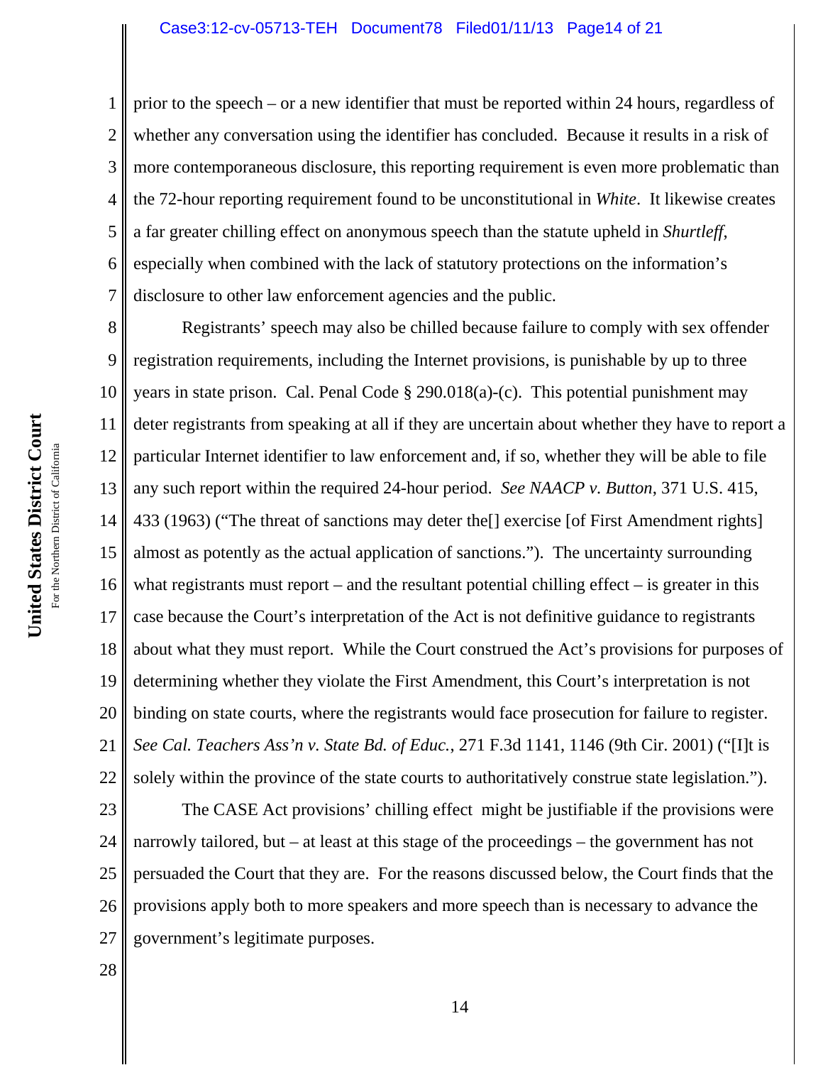prior to the speech – or a new identifier that must be reported within 24 hours, regardless of whether any conversation using the identifier has concluded. Because it results in a risk of more contemporaneous disclosure, this reporting requirement is even more problematic than the 72-hour reporting requirement found to be unconstitutional in *White*. It likewise creates a far greater chilling effect on anonymous speech than the statute upheld in *Shurtleff*, especially when combined with the lack of statutory protections on the information's disclosure to other law enforcement agencies and the public.

Registrants' speech may also be chilled because failure to comply with sex offender registration requirements, including the Internet provisions, is punishable by up to three years in state prison. Cal. Penal Code § 290.018(a)-(c). This potential punishment may deter registrants from speaking at all if they are uncertain about whether they have to report a particular Internet identifier to law enforcement and, if so, whether they will be able to file any such report within the required 24-hour period. *See NAACP v. Button*, 371 U.S. 415, 433 (1963) ("The threat of sanctions may deter the[] exercise [of First Amendment rights] almost as potently as the actual application of sanctions."). The uncertainty surrounding what registrants must report – and the resultant potential chilling effect – is greater in this case because the Court's interpretation of the Act is not definitive guidance to registrants about what they must report. While the Court construed the Act's provisions for purposes of determining whether they violate the First Amendment, this Court's interpretation is not binding on state courts, where the registrants would face prosecution for failure to register. *See Cal. Teachers Ass'n v. State Bd. of Educ.*, 271 F.3d 1141, 1146 (9th Cir. 2001) ("[I]t is solely within the province of the state courts to authoritatively construe state legislation.").

The CASE Act provisions' chilling effect might be justifiable if the provisions were narrowly tailored, but – at least at this stage of the proceedings – the government has not persuaded the Court that they are. For the reasons discussed below, the Court finds that the provisions apply both to more speakers and more speech than is necessary to advance the government's legitimate purposes.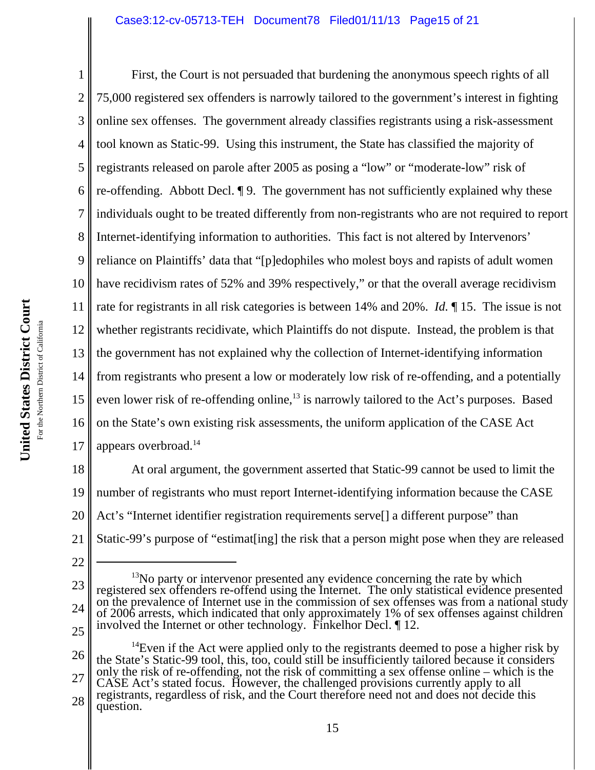First, the Court is not persuaded that burdening the anonymous speech rights of all 75,000 registered sex offenders is narrowly tailored to the government's interest in fighting online sex offenses. The government already classifies registrants using a risk-assessment tool known as Static-99. Using this instrument, the State has classified the majority of registrants released on parole after 2005 as posing a "low" or "moderate-low" risk of re-offending. Abbott Decl. ¶ 9. The government has not sufficiently explained why these individuals ought to be treated differently from non-registrants who are not required to report Internet-identifying information to authorities. This fact is not altered by Intervenors' reliance on Plaintiffs' data that "[p]edophiles who molest boys and rapists of adult women have recidivism rates of 52% and 39% respectively," or that the overall average recidivism rate for registrants in all risk categories is between 14% and 20%. *Id.* ¶ 15. The issue is not whether registrants recidivate, which Plaintiffs do not dispute. Instead, the problem is that the government has not explained why the collection of Internet-identifying information from registrants who present a low or moderately low risk of re-offending, and a potentially even lower risk of re-offending online,[13] is narrowly tailored to the Act's purposes. Based on the State's own existing risk assessments, the uniform application of the CASE Act appears overbroad.[14]

At oral argument, the government asserted that Static-99 cannot be used to limit the number of registrants who must report Internet-identifying information because the CASE Act's "Internet identifier registration requirements serve[] a different purpose" than Static-99's purpose of "estimat[ing] the risk that a person might pose when they are released

---

[13]No party or intervenor presented any evidence concerning the rate by which registered sex offenders re-offend using the Internet. The only statistical evidence presented on the prevalence of Internet use in the commission of sex offenses was from a national study of 2006 arrests, which indicated that only approximately 1% of sex offenses against children involved the Internet or other technology. Finkelhor Decl. ¶ 12.

[14]Even if the Act were applied only to the registrants deemed to pose a higher risk by the State's Static-99 tool, this, too, could still be insufficiently tailored because it considers only the risk of re-offending, not the risk of committing a sex offense online – which is the CASE Act's stated focus. However, the challenged provisions currently apply to all registrants, regardless of risk, and the Court therefore need not and does not decide this question.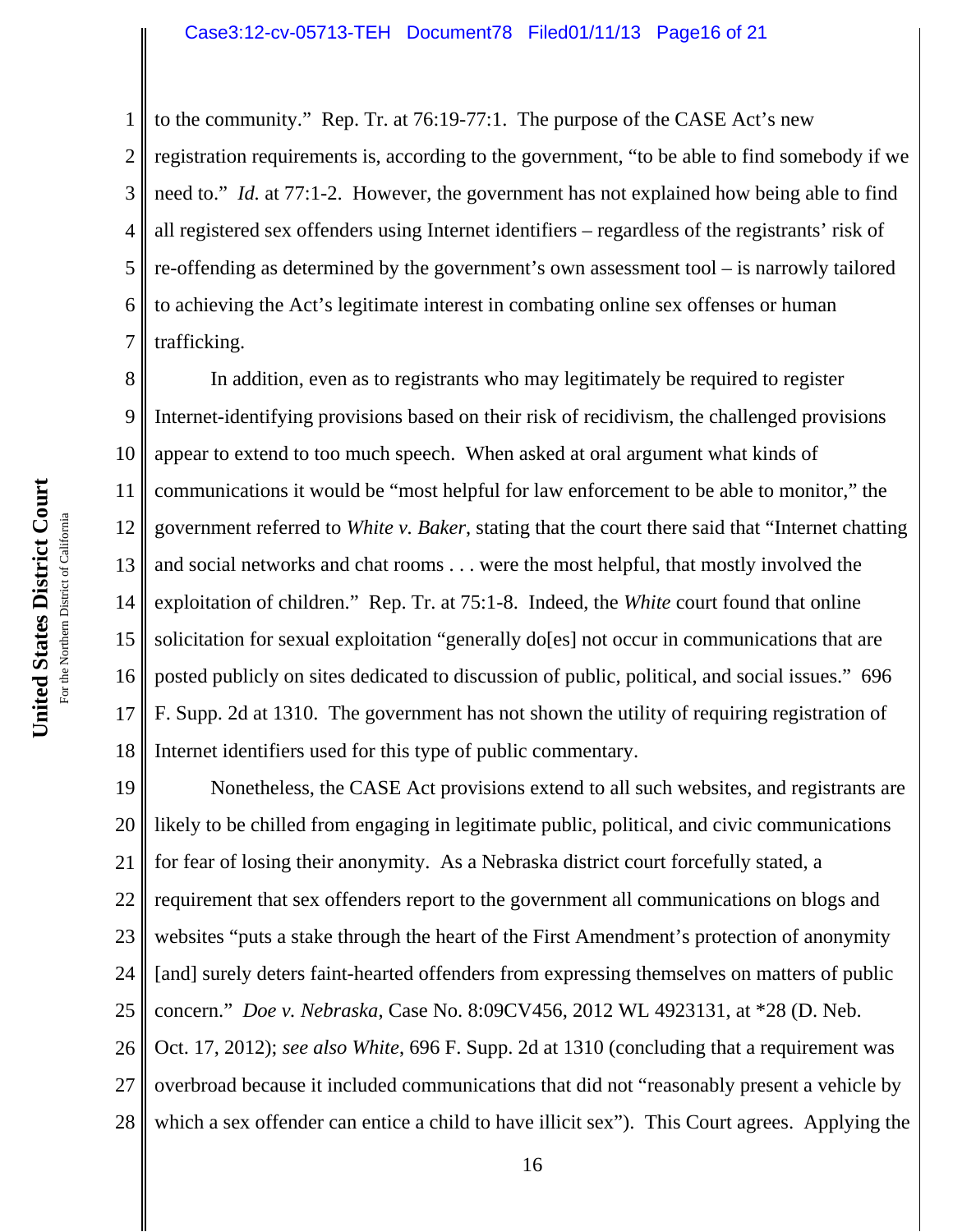to the community." Rep. Tr. at 76:19-77:1. The purpose of the CASE Act's new registration requirements is, according to the government, "to be able to find somebody if we need to." *Id.* at 77:1-2. However, the government has not explained how being able to find all registered sex offenders using Internet identifiers – regardless of the registrants' risk of re-offending as determined by the government's own assessment tool – is narrowly tailored to achieving the Act's legitimate interest in combating online sex offenses or human trafficking.

In addition, even as to registrants who may legitimately be required to register Internet-identifying provisions based on their risk of recidivism, the challenged provisions appear to extend to too much speech. When asked at oral argument what kinds of communications it would be "most helpful for law enforcement to be able to monitor," the government referred to *White v. Baker*, stating that the court there said that "Internet chatting and social networks and chat rooms . . . were the most helpful, that mostly involved the exploitation of children." Rep. Tr. at 75:1-8. Indeed, the *White* court found that online solicitation for sexual exploitation "generally do[es] not occur in communications that are posted publicly on sites dedicated to discussion of public, political, and social issues." 696 F. Supp. 2d at 1310. The government has not shown the utility of requiring registration of Internet identifiers used for this type of public commentary.

Nonetheless, the CASE Act provisions extend to all such websites, and registrants are likely to be chilled from engaging in legitimate public, political, and civic communications for fear of losing their anonymity. As a Nebraska district court forcefully stated, a requirement that sex offenders report to the government all communications on blogs and websites "puts a stake through the heart of the First Amendment's protection of anonymity [and] surely deters faint-hearted offenders from expressing themselves on matters of public concern." *Doe v. Nebraska*, Case No. 8:09CV456, 2012 WL 4923131, at *28 (D. Neb. Oct. 17, 2012); *see also White*, 696 F. Supp. 2d at 1310 (concluding that a requirement was overbroad because it included communications that did not "reasonably present a vehicle by which a sex offender can entice a child to have illicit sex"). This Court agrees. Applying the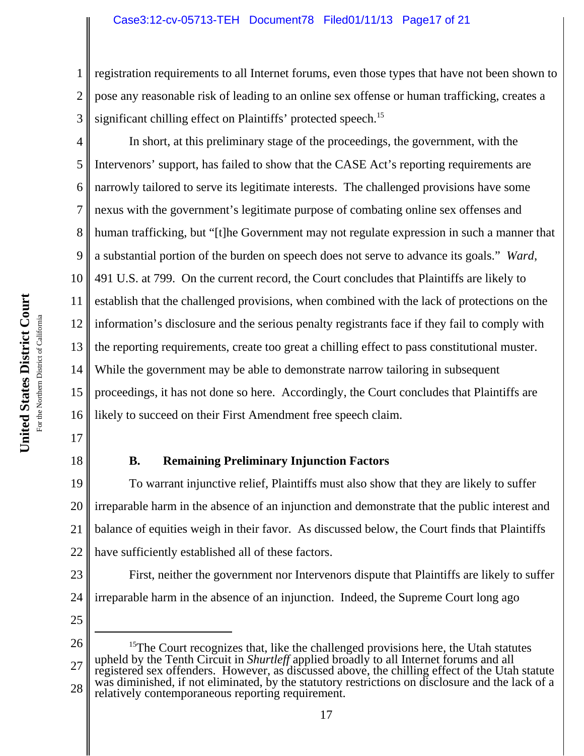registration requirements to all Internet forums, even those types that have not been shown to pose any reasonable risk of leading to an online sex offense or human trafficking, creates a significant chilling effect on Plaintiffs' protected speech.[15]

In short, at this preliminary stage of the proceedings, the government, with the Intervenors' support, has failed to show that the CASE Act's reporting requirements are narrowly tailored to serve its legitimate interests. The challenged provisions have some nexus with the government's legitimate purpose of combating online sex offenses and human trafficking, but "[t]he Government may not regulate expression in such a manner that a substantial portion of the burden on speech does not serve to advance its goals." *Ward*, 491 U.S. at 799. On the current record, the Court concludes that Plaintiffs are likely to establish that the challenged provisions, when combined with the lack of protections on the information's disclosure and the serious penalty registrants face if they fail to comply with the reporting requirements, create too great a chilling effect to pass constitutional muster. While the government may be able to demonstrate narrow tailoring in subsequent proceedings, it has not done so here. Accordingly, the Court concludes that Plaintiffs are likely to succeed on their First Amendment free speech claim.

### B. Remaining Preliminary Injunction Factors

To warrant injunctive relief, Plaintiffs must also show that they are likely to suffer irreparable harm in the absence of an injunction and demonstrate that the public interest and balance of equities weigh in their favor. As discussed below, the Court finds that Plaintiffs have sufficiently established all of these factors.

First, neither the government nor Intervenors dispute that Plaintiffs are likely to suffer irreparable harm in the absence of an injunction. Indeed, the Supreme Court long ago

---

[15] The Court recognizes that, like the challenged provisions here, the Utah statutes upheld by the Tenth Circuit in *Shurtleff* applied broadly to all Internet forums and all registered sex offenders. However, as discussed above, the chilling effect of the Utah statute was diminished, if not eliminated, by the statutory restrictions on disclosure and the lack of a relatively contemporaneous reporting requirement.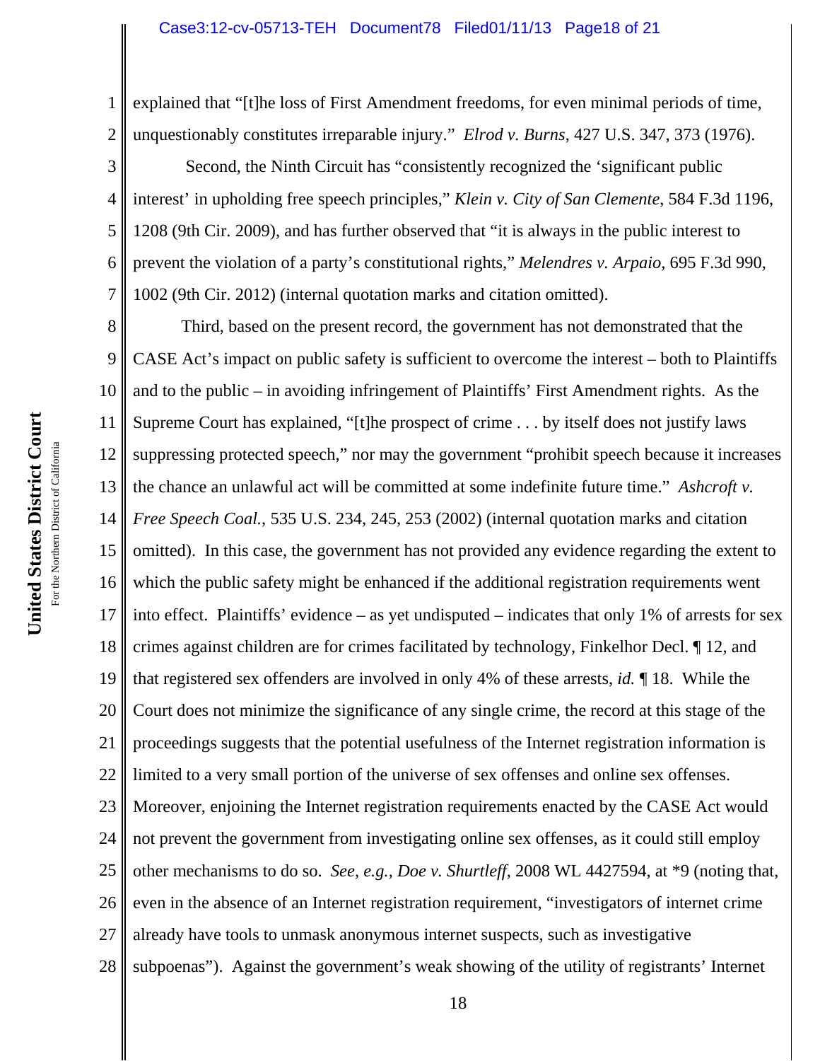explained that "[t]he loss of First Amendment freedoms, for even minimal periods of time, unquestionably constitutes irreparable injury." *Elrod v. Burns*, 427 U.S. 347, 373 (1976).

Second, the Ninth Circuit has "consistently recognized the 'significant public interest' in upholding free speech principles," *Klein v. City of San Clemente*, 584 F.3d 1196, 1208 (9th Cir. 2009), and has further observed that "it is always in the public interest to prevent the violation of a party's constitutional rights," *Melendres v. Arpaio*, 695 F.3d 990, 1002 (9th Cir. 2012) (internal quotation marks and citation omitted).

Third, based on the present record, the government has not demonstrated that the CASE Act's impact on public safety is sufficient to overcome the interest – both to Plaintiffs and to the public – in avoiding infringement of Plaintiffs' First Amendment rights. As the Supreme Court has explained, "[t]he prospect of crime . . . by itself does not justify laws suppressing protected speech," nor may the government "prohibit speech because it increases the chance an unlawful act will be committed at some indefinite future time." *Ashcroft v. Free Speech Coal.*, 535 U.S. 234, 245, 253 (2002) (internal quotation marks and citation omitted). In this case, the government has not provided any evidence regarding the extent to which the public safety might be enhanced if the additional registration requirements went into effect. Plaintiffs' evidence – as yet undisputed – indicates that only 1% of arrests for sex crimes against children are for crimes facilitated by technology, Finkelhor Decl. ¶ 12, and that registered sex offenders are involved in only 4% of these arrests, *id.* ¶ 18. While the Court does not minimize the significance of any single crime, the record at this stage of the proceedings suggests that the potential usefulness of the Internet registration information is limited to a very small portion of the universe of sex offenses and online sex offenses. Moreover, enjoining the Internet registration requirements enacted by the CASE Act would not prevent the government from investigating online sex offenses, as it could still employ other mechanisms to do so. *See, e.g.*, *Doe v. Shurtleff*, 2008 WL 4427594, at *9 (noting that, even in the absence of an Internet registration requirement, "investigators of internet crime already have tools to unmask anonymous internet suspects, such as investigative subpoenas"). Against the government's weak showing of the utility of registrants' Internet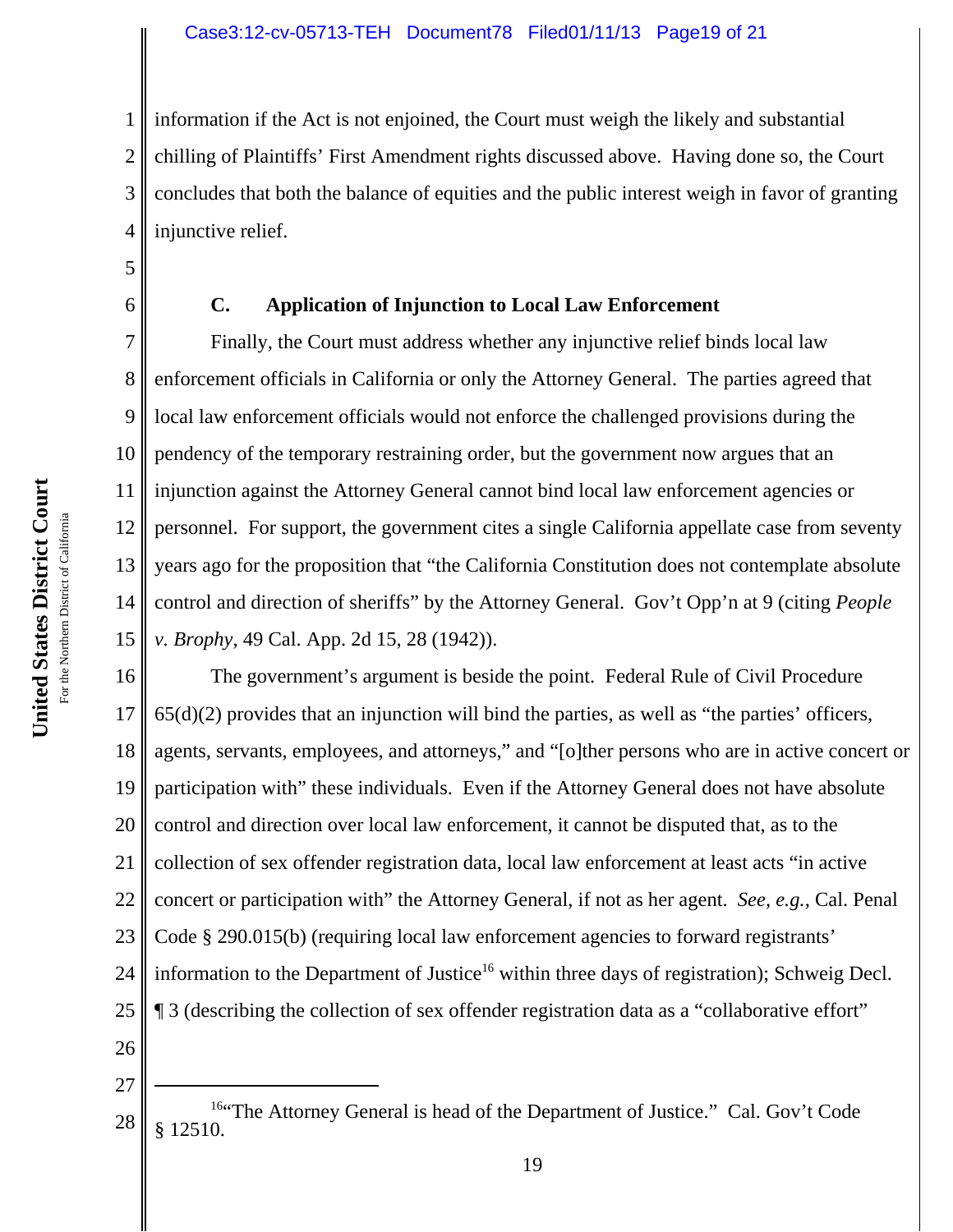information if the Act is not enjoined, the Court must weigh the likely and substantial chilling of Plaintiffs' First Amendment rights discussed above. Having done so, the Court concludes that both the balance of equities and the public interest weigh in favor of granting injunctive relief.

### C. Application of Injunction to Local Law Enforcement

Finally, the Court must address whether any injunctive relief binds local law enforcement officials in California or only the Attorney General. The parties agreed that local law enforcement officials would not enforce the challenged provisions during the pendency of the temporary restraining order, but the government now argues that an injunction against the Attorney General cannot bind local law enforcement agencies or personnel. For support, the government cites a single California appellate case from seventy years ago for the proposition that "the California Constitution does not contemplate absolute control and direction of sheriffs" by the Attorney General. Gov't Opp'n at 9 (citing *People v. Brophy*, 49 Cal. App. 2d 15, 28 (1942)).

The government's argument is beside the point. Federal Rule of Civil Procedure 65(d)(2) provides that an injunction will bind the parties, as well as "the parties' officers, agents, servants, employees, and attorneys," and "[o]ther persons who are in active concert or participation with" these individuals. Even if the Attorney General does not have absolute control and direction over local law enforcement, it cannot be disputed that, as to the collection of sex offender registration data, local law enforcement at least acts "in active concert or participation with" the Attorney General, if not as her agent. *See, e.g.*, Cal. Penal Code § 290.015(b) (requiring local law enforcement agencies to forward registrants' information to the Department of Justice[16] within three days of registration); Schweig Decl. ¶ 3 (describing the collection of sex offender registration data as a "collaborative effort"

[16] "The Attorney General is head of the Department of Justice." Cal. Gov't Code § 12510.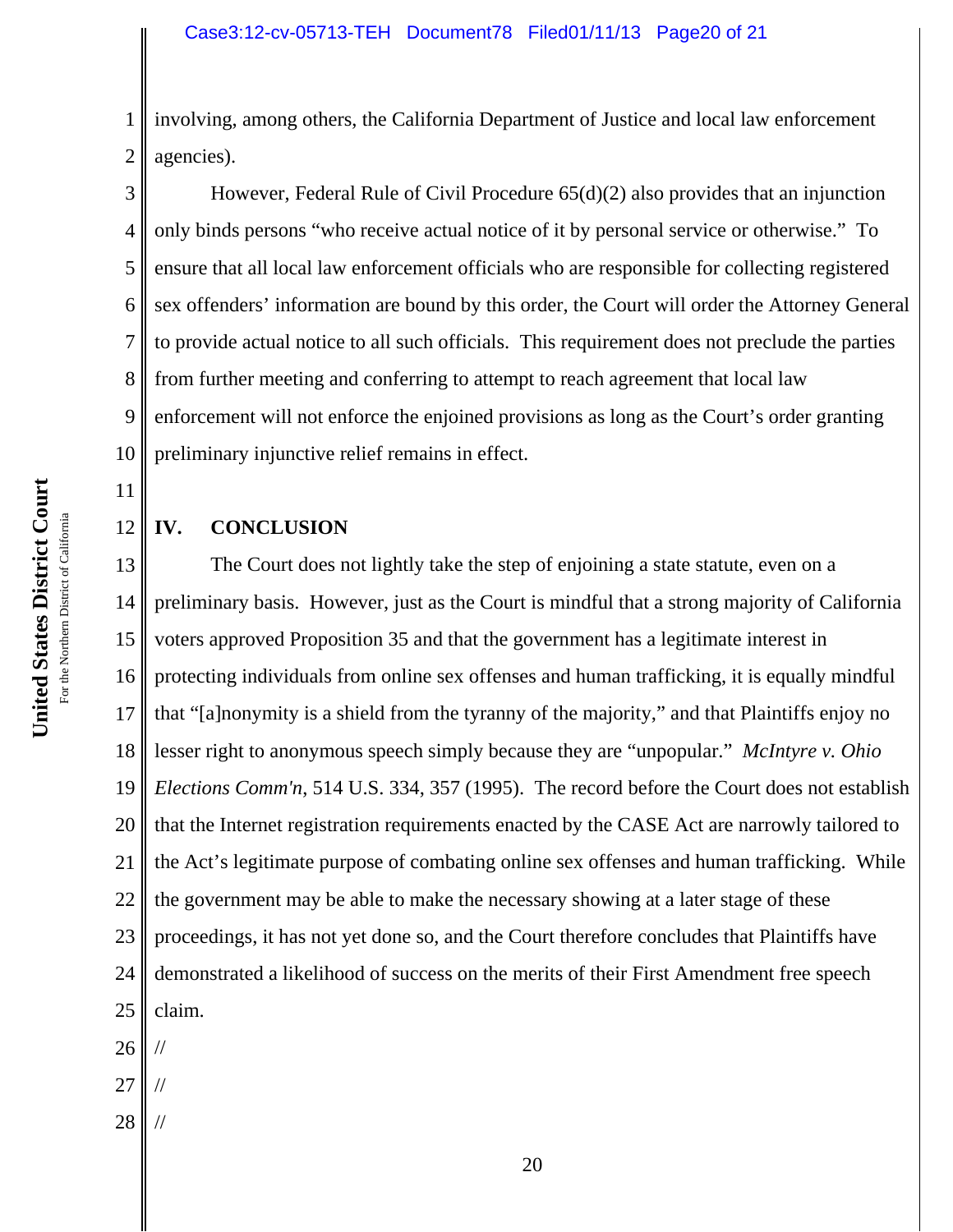involving, among others, the California Department of Justice and local law enforcement agencies).

However, Federal Rule of Civil Procedure 65(d)(2) also provides that an injunction only binds persons "who receive actual notice of it by personal service or otherwise." To ensure that all local law enforcement officials who are responsible for collecting registered sex offenders' information are bound by this order, the Court will order the Attorney General to provide actual notice to all such officials. This requirement does not preclude the parties from further meeting and conferring to attempt to reach agreement that local law enforcement will not enforce the enjoined provisions as long as the Court's order granting preliminary injunctive relief remains in effect.

## IV. CONCLUSION

The Court does not lightly take the step of enjoining a state statute, even on a preliminary basis. However, just as the Court is mindful that a strong majority of California voters approved Proposition 35 and that the government has a legitimate interest in protecting individuals from online sex offenses and human trafficking, it is equally mindful that "[a]nonymity is a shield from the tyranny of the majority," and that Plaintiffs enjoy no lesser right to anonymous speech simply because they are "unpopular." *McIntyre v. Ohio Elections Comm'n*, 514 U.S. 334, 357 (1995). The record before the Court does not establish that the Internet registration requirements enacted by the CASE Act are narrowly tailored to the Act's legitimate purpose of combating online sex offenses and human trafficking. While the government may be able to make the necessary showing at a later stage of these proceedings, it has not yet done so, and the Court therefore concludes that Plaintiffs have demonstrated a likelihood of success on the merits of their First Amendment free speech claim.

//

//

//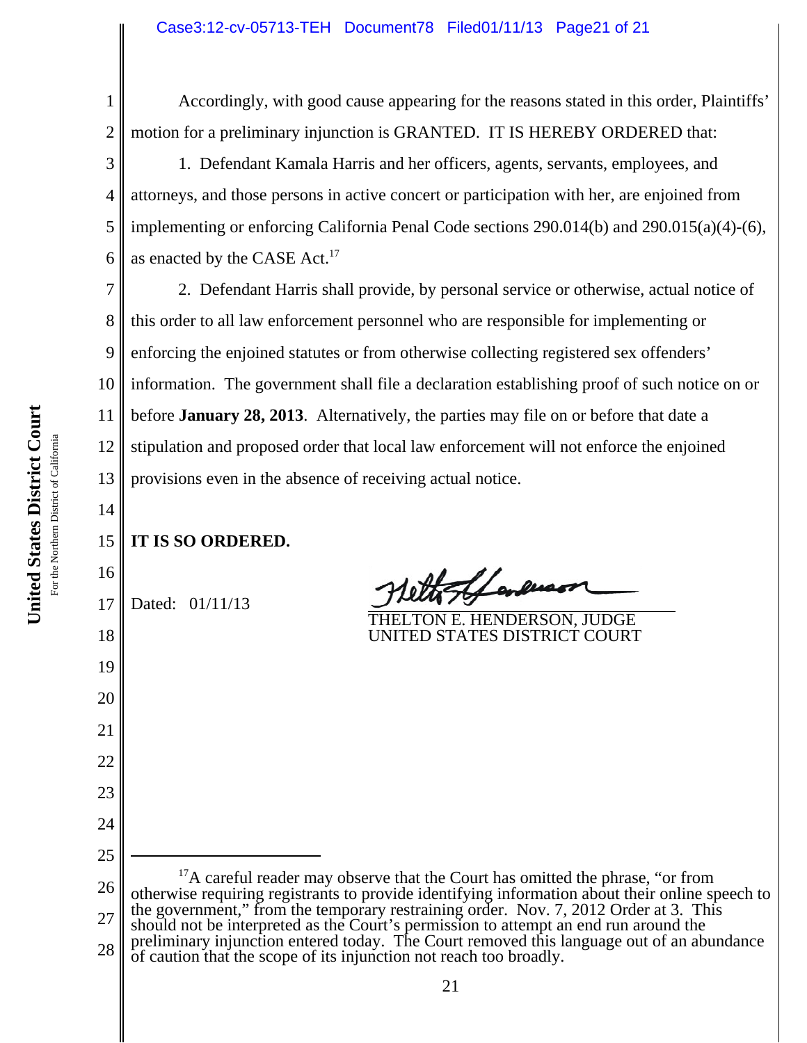Accordingly, with good cause appearing for the reasons stated in this order, Plaintiffs' motion for a preliminary injunction is GRANTED. IT IS HEREBY ORDERED that:

1. Defendant Kamala Harris and her officers, agents, servants, employees, and attorneys, and those persons in active concert or participation with her, are enjoined from implementing or enforcing California Penal Code sections 290.014(b) and 290.015(a)(4)-(6), as enacted by the CASE Act.[17]

2. Defendant Harris shall provide, by personal service or otherwise, actual notice of this order to all law enforcement personnel who are responsible for implementing or enforcing the enjoined statutes or from otherwise collecting registered sex offenders' information. The government shall file a declaration establishing proof of such notice on or before **January 28, 2013**. Alternatively, the parties may file on or before that date a stipulation and proposed order that local law enforcement will not enforce the enjoined provisions even in the absence of receiving actual notice.

**IT IS SO ORDERED.**

Dated: 01/11/13

THELTON E. HENDERSON, JUDGE
UNITED STATES DISTRICT COURT

---

[17] A careful reader may observe that the Court has omitted the phrase, "or from otherwise requiring registrants to provide identifying information about their online speech to the government," from the temporary restraining order. Nov. 7, 2012 Order at 3. This should not be interpreted as the Court's permission to attempt an end run around the preliminary injunction entered today. The Court removed this language out of an abundance of caution that the scope of its injunction not reach too broadly.